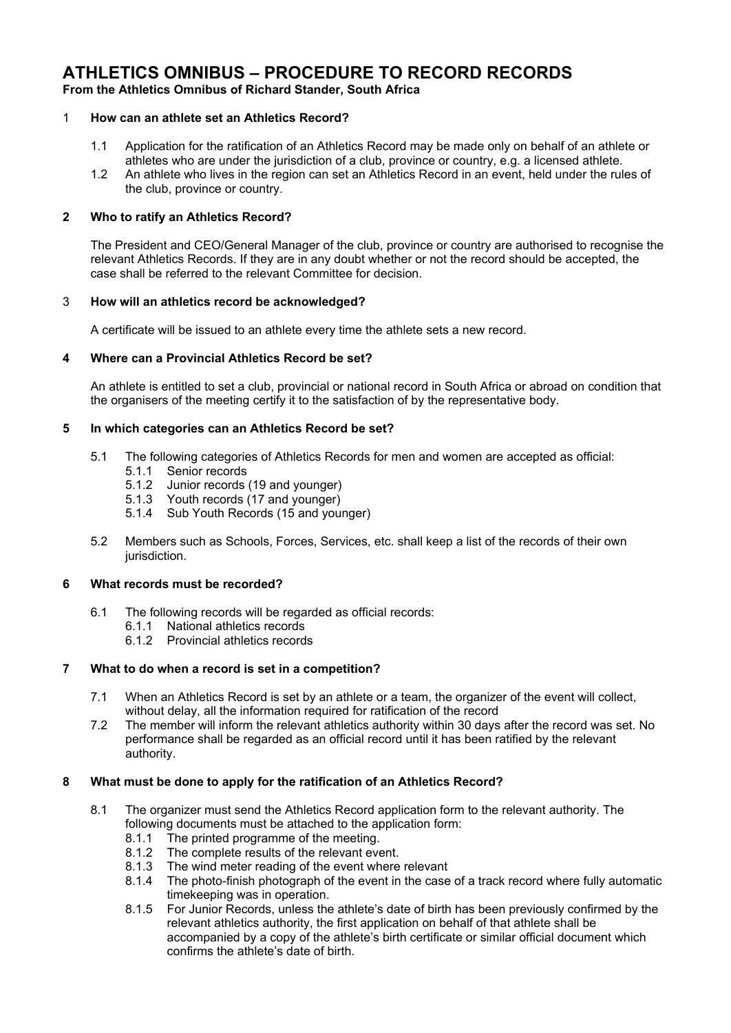# ATHLETICS OMNIBUS – PROCEDURE TO RECORD RECORDS

**From the Athletics Omnibus of Richard Stander, South Africa**

## 1 How can an athlete set an Athletics Record?

1.1 Application for the ratification of an Athletics Record may be made only on behalf of an athlete or athletes who are under the jurisdiction of a club, province or country, e.g. a licensed athlete.

1.2 An athlete who lives in the region can set an Athletics Record in an event, held under the rules of the club, province or country.

## 2 Who to ratify an Athletics Record?

The President and CEO/General Manager of the club, province or country are authorised to recognise the relevant Athletics Records. If they are in any doubt whether or not the record should be accepted, the case shall be referred to the relevant Committee for decision.

## 3 How will an athletics record be acknowledged?

A certificate will be issued to an athlete every time the athlete sets a new record.

## 4 Where can a Provincial Athletics Record be set?

An athlete is entitled to set a club, provincial or national record in South Africa or abroad on condition that the organisers of the meeting certify it to the satisfaction of by the representative body.

## 5 In which categories can an Athletics Record be set?

5.1 The following categories of Athletics Records for men and women are accepted as official:

- 5.1.1 Senior records
- 5.1.2 Junior records (19 and younger)
- 5.1.3 Youth records (17 and younger)
- 5.1.4 Sub Youth Records (15 and younger)

5.2 Members such as Schools, Forces, Services, etc. shall keep a list of the records of their own jurisdiction.

## 6 What records must be recorded?

6.1 The following records will be regarded as official records:

- 6.1.1 National athletics records
- 6.1.2 Provincial athletics records

## 7 What to do when a record is set in a competition?

7.1 When an Athletics Record is set by an athlete or a team, the organizer of the event will collect, without delay, all the information required for ratification of the record

7.2 The member will inform the relevant athletics authority within 30 days after the record was set. No performance shall be regarded as an official record until it has been ratified by the relevant authority.

## 8 What must be done to apply for the ratification of an Athletics Record?

8.1 The organizer must send the Athletics Record application form to the relevant authority. The following documents must be attached to the application form:

- 8.1.1 The printed programme of the meeting.
- 8.1.2 The complete results of the relevant event.
- 8.1.3 The wind meter reading of the event where relevant
- 8.1.4 The photo-finish photograph of the event in the case of a track record where fully automatic timekeeping was in operation.
- 8.1.5 For Junior Records, unless the athlete's date of birth has been previously confirmed by the relevant athletics authority, the first application on behalf of that athlete shall be accompanied by a copy of the athlete's birth certificate or similar official document which confirms the athlete's date of birth.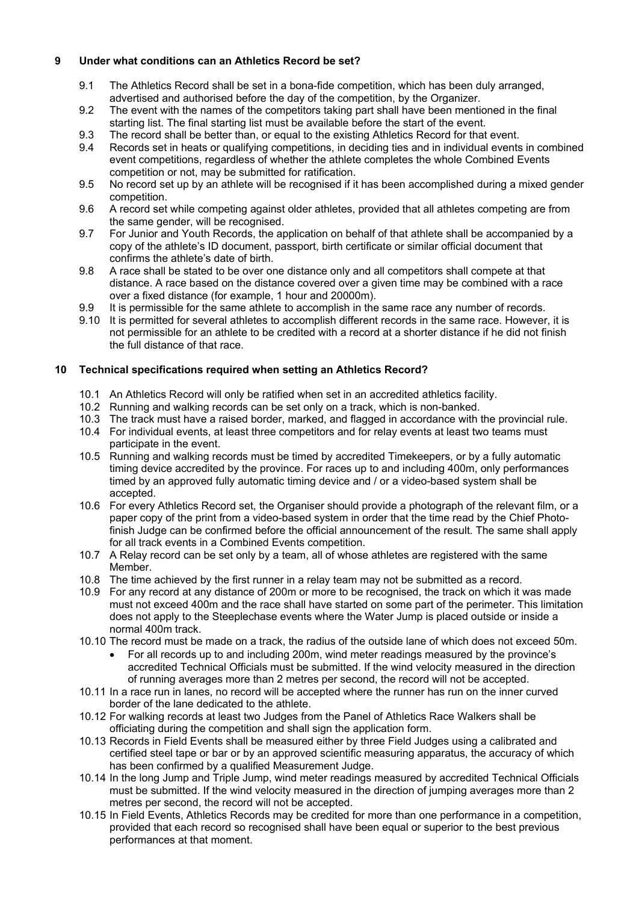## 9 Under what conditions can an Athletics Record be set?

9.1 The Athletics Record shall be set in a bona-fide competition, which has been duly arranged, advertised and authorised before the day of the competition, by the Organizer.

9.2 The event with the names of the competitors taking part shall have been mentioned in the final starting list. The final starting list must be available before the start of the event.

9.3 The record shall be better than, or equal to the existing Athletics Record for that event.

9.4 Records set in heats or qualifying competitions, in deciding ties and in individual events in combined event competitions, regardless of whether the athlete completes the whole Combined Events competition or not, may be submitted for ratification.

9.5 No record set up by an athlete will be recognised if it has been accomplished during a mixed gender competition.

9.6 A record set while competing against older athletes, provided that all athletes competing are from the same gender, will be recognised.

9.7 For Junior and Youth Records, the application on behalf of that athlete shall be accompanied by a copy of the athlete's ID document, passport, birth certificate or similar official document that confirms the athlete's date of birth.

9.8 A race shall be stated to be over one distance only and all competitors shall compete at that distance. A race based on the distance covered over a given time may be combined with a race over a fixed distance (for example, 1 hour and 20000m).

9.9 It is permissible for the same athlete to accomplish in the same race any number of records.

9.10 It is permitted for several athletes to accomplish different records in the same race. However, it is not permissible for an athlete to be credited with a record at a shorter distance if he did not finish the full distance of that race.

## 10 Technical specifications required when setting an Athletics Record?

10.1 An Athletics Record will only be ratified when set in an accredited athletics facility.

10.2 Running and walking records can be set only on a track, which is non-banked.

10.3 The track must have a raised border, marked, and flagged in accordance with the provincial rule.

10.4 For individual events, at least three competitors and for relay events at least two teams must participate in the event.

10.5 Running and walking records must be timed by accredited Timekeepers, or by a fully automatic timing device accredited by the province. For races up to and including 400m, only performances timed by an approved fully automatic timing device and / or a video-based system shall be accepted.

10.6 For every Athletics Record set, the Organiser should provide a photograph of the relevant film, or a paper copy of the print from a video-based system in order that the time read by the Chief Photo-finish Judge can be confirmed before the official announcement of the result. The same shall apply for all track events in a Combined Events competition.

10.7 A Relay record can be set only by a team, all of whose athletes are registered with the same Member.

10.8 The time achieved by the first runner in a relay team may not be submitted as a record.

10.9 For any record at any distance of 200m or more to be recognised, the track on which it was made must not exceed 400m and the race shall have started on some part of the perimeter. This limitation does not apply to the Steeplechase events where the Water Jump is placed outside or inside a normal 400m track.

10.10 The record must be made on a track, the radius of the outside lane of which does not exceed 50m.

- For all records up to and including 200m, wind meter readings measured by the province's accredited Technical Officials must be submitted. If the wind velocity measured in the direction of running averages more than 2 metres per second, the record will not be accepted.

10.11 In a race run in lanes, no record will be accepted where the runner has run on the inner curved border of the lane dedicated to the athlete.

10.12 For walking records at least two Judges from the Panel of Athletics Race Walkers shall be officiating during the competition and shall sign the application form.

10.13 Records in Field Events shall be measured either by three Field Judges using a calibrated and certified steel tape or bar or by an approved scientific measuring apparatus, the accuracy of which has been confirmed by a qualified Measurement Judge.

10.14 In the long Jump and Triple Jump, wind meter readings measured by accredited Technical Officials must be submitted. If the wind velocity measured in the direction of jumping averages more than 2 metres per second, the record will not be accepted.

10.15 In Field Events, Athletics Records may be credited for more than one performance in a competition, provided that each record so recognised shall have been equal or superior to the best previous performances at that moment.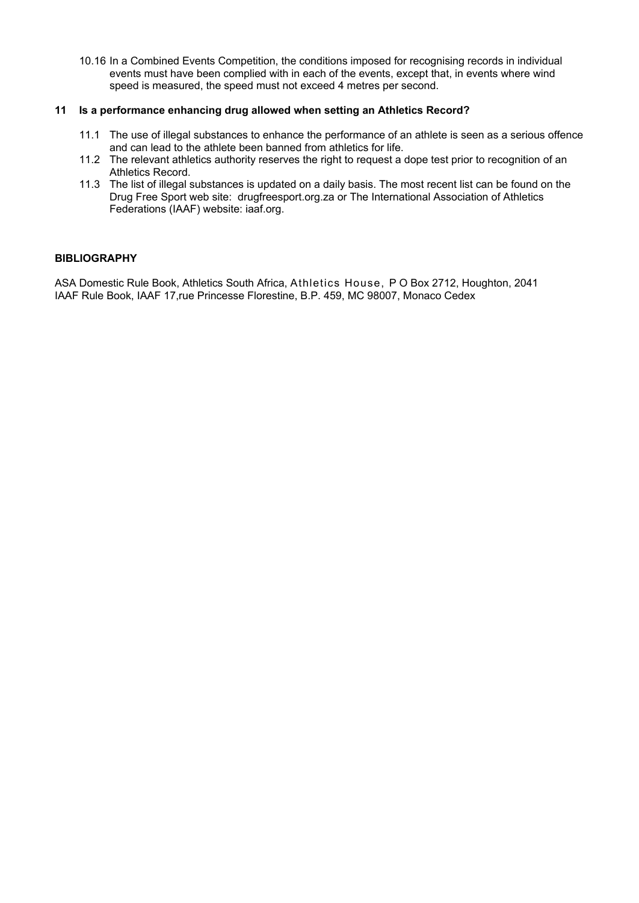10.16 In a Combined Events Competition, the conditions imposed for recognising records in individual events must have been complied with in each of the events, except that, in events where wind speed is measured, the speed must not exceed 4 metres per second.

## 11 Is a performance enhancing drug allowed when setting an Athletics Record?

11.1 The use of illegal substances to enhance the performance of an athlete is seen as a serious offence and can lead to the athlete been banned from athletics for life.

11.2 The relevant athletics authority reserves the right to request a dope test prior to recognition of an Athletics Record.

11.3 The list of illegal substances is updated on a daily basis. The most recent list can be found on the Drug Free Sport web site: drugfreesport.org.za or The International Association of Athletics Federations (IAAF) website: iaaf.org.

## BIBLIOGRAPHY

ASA Domestic Rule Book, Athletics South Africa, Athletics House, P O Box 2712, Houghton, 2041
IAAF Rule Book, IAAF 17,rue Princesse Florestine, B.P. 459, MC 98007, Monaco Cedex